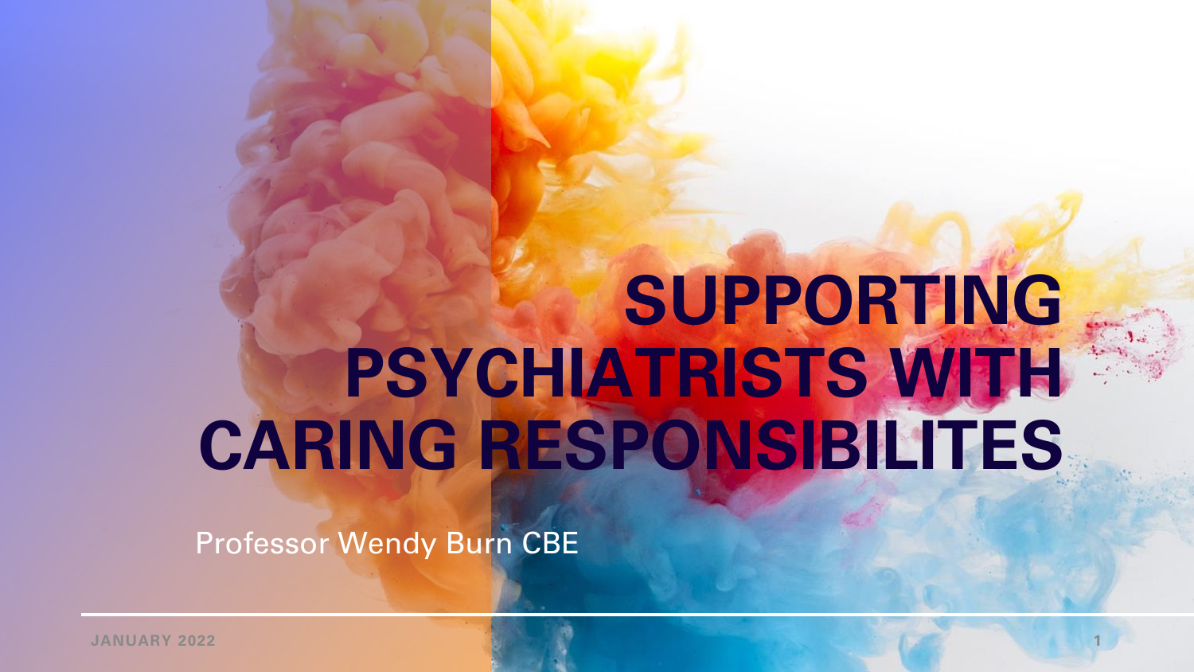# SUPPORTING PSYCHIATRISTS WITH CARING RESPONSIBILITES

Professor Wendy Burn CBE

JANUARY 2022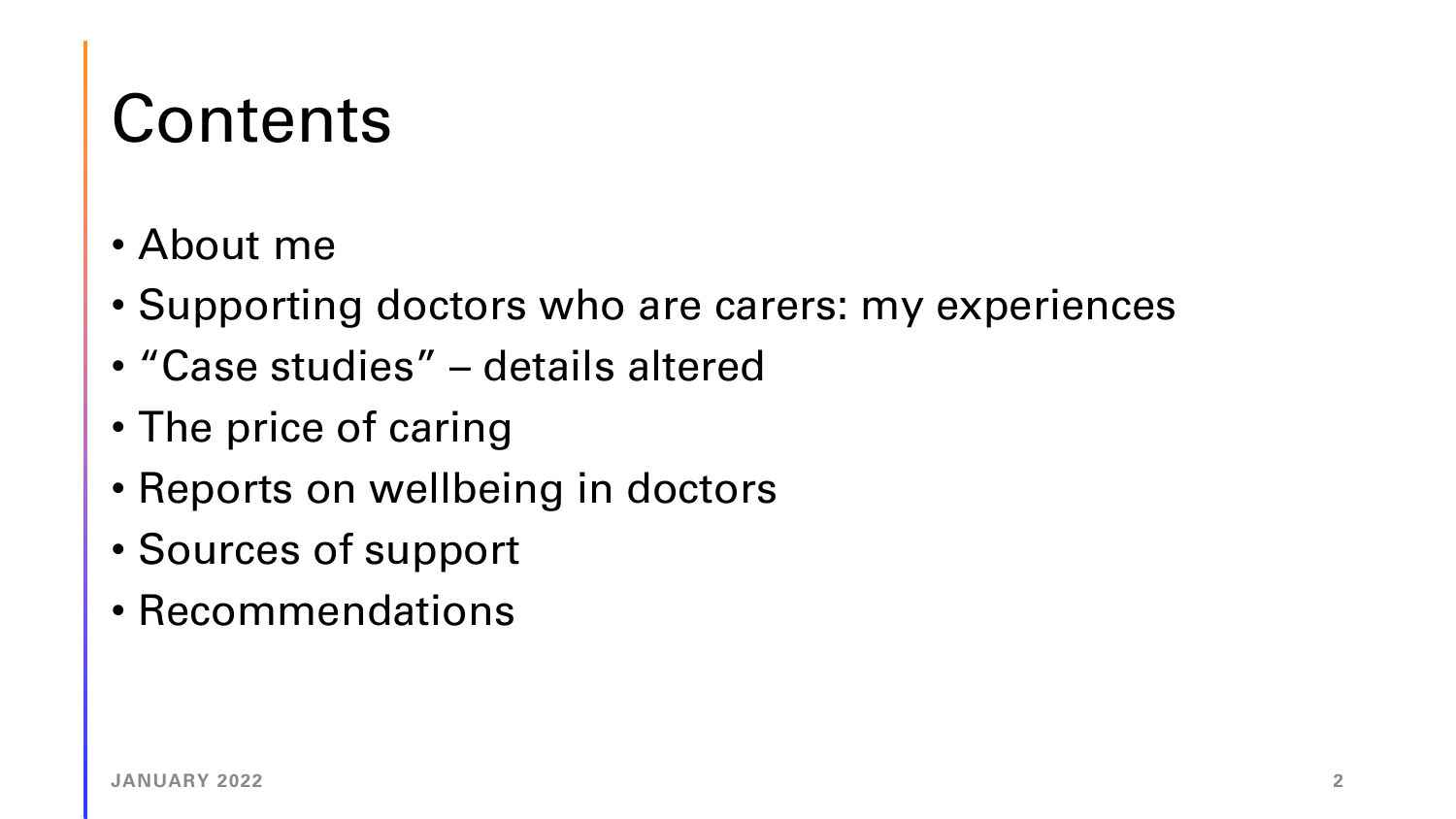# Contents

- About me
- Supporting doctors who are carers: my experiences
- "Case studies" – details altered
- The price of caring
- Reports on wellbeing in doctors
- Sources of support
- Recommendations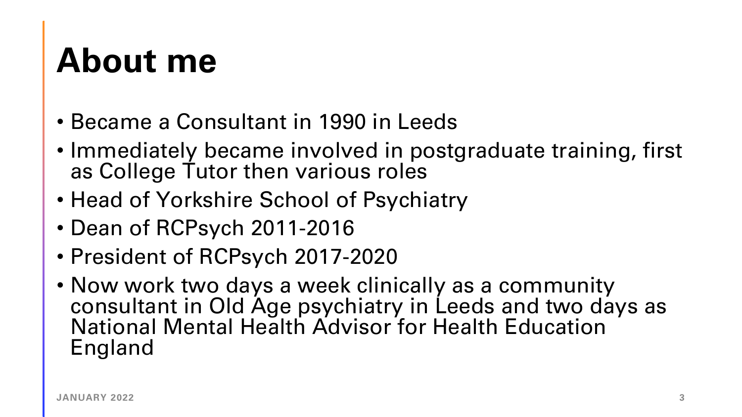# About me

- Became a Consultant in 1990 in Leeds
- Immediately became involved in postgraduate training, first as College Tutor then various roles
- Head of Yorkshire School of Psychiatry
- Dean of RCPsych 2011-2016
- President of RCPsych 2017-2020
- Now work two days a week clinically as a community consultant in Old Age psychiatry in Leeds and two days as National Mental Health Advisor for Health Education England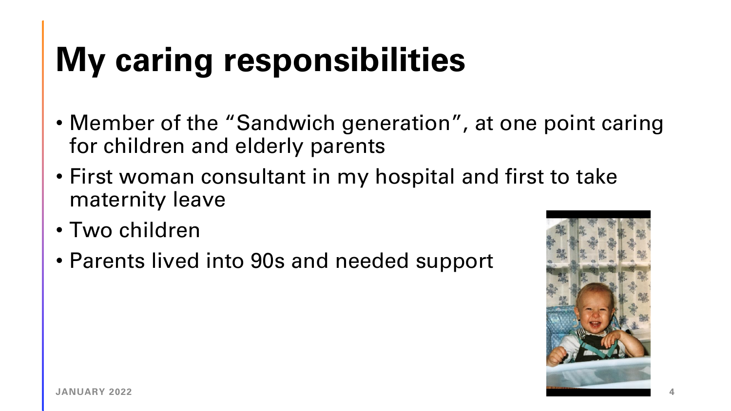# My caring responsibilities

- Member of the "Sandwich generation", at one point caring for children and elderly parents
- First woman consultant in my hospital and first to take maternity leave
- Two children
- Parents lived into 90s and needed support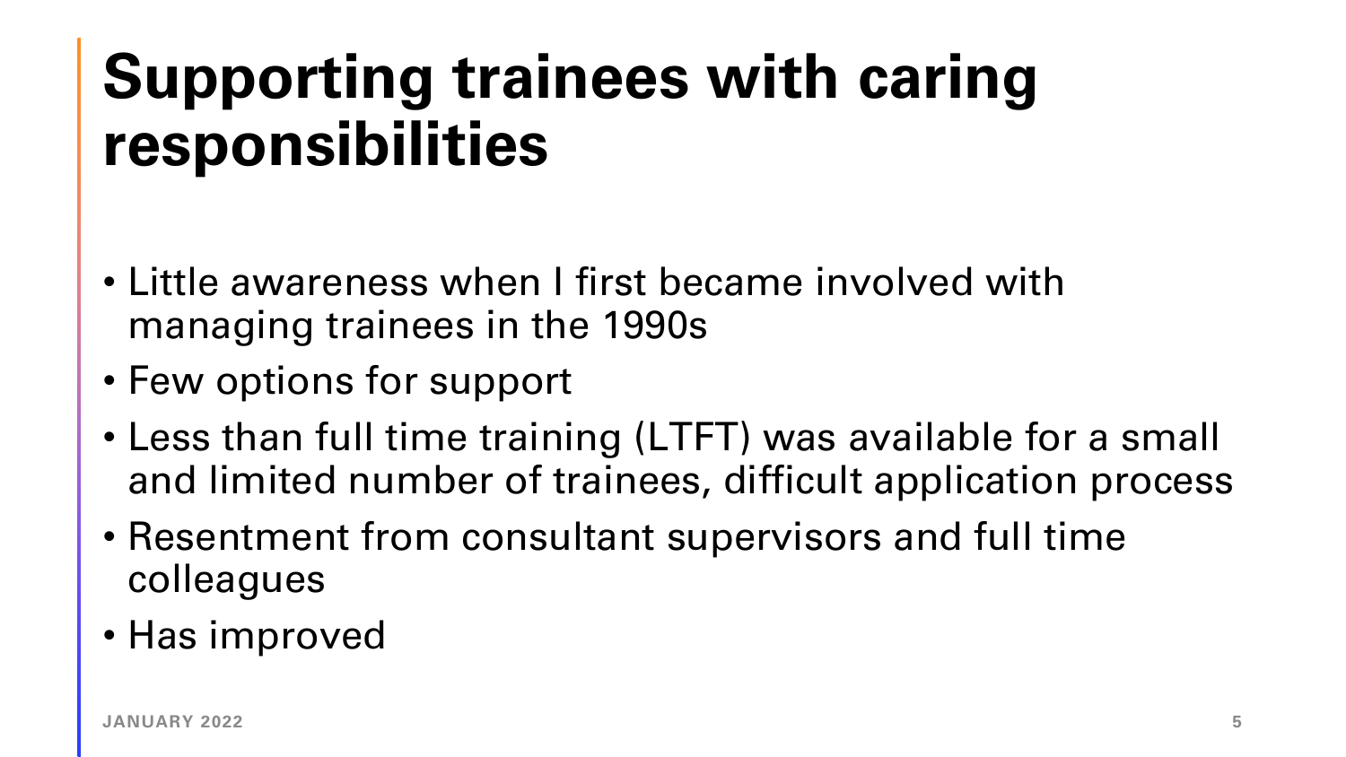# Supporting trainees with caring responsibilities

- Little awareness when I first became involved with managing trainees in the 1990s
- Few options for support
- Less than full time training (LTFT) was available for a small and limited number of trainees, difficult application process
- Resentment from consultant supervisors and full time colleagues
- Has improved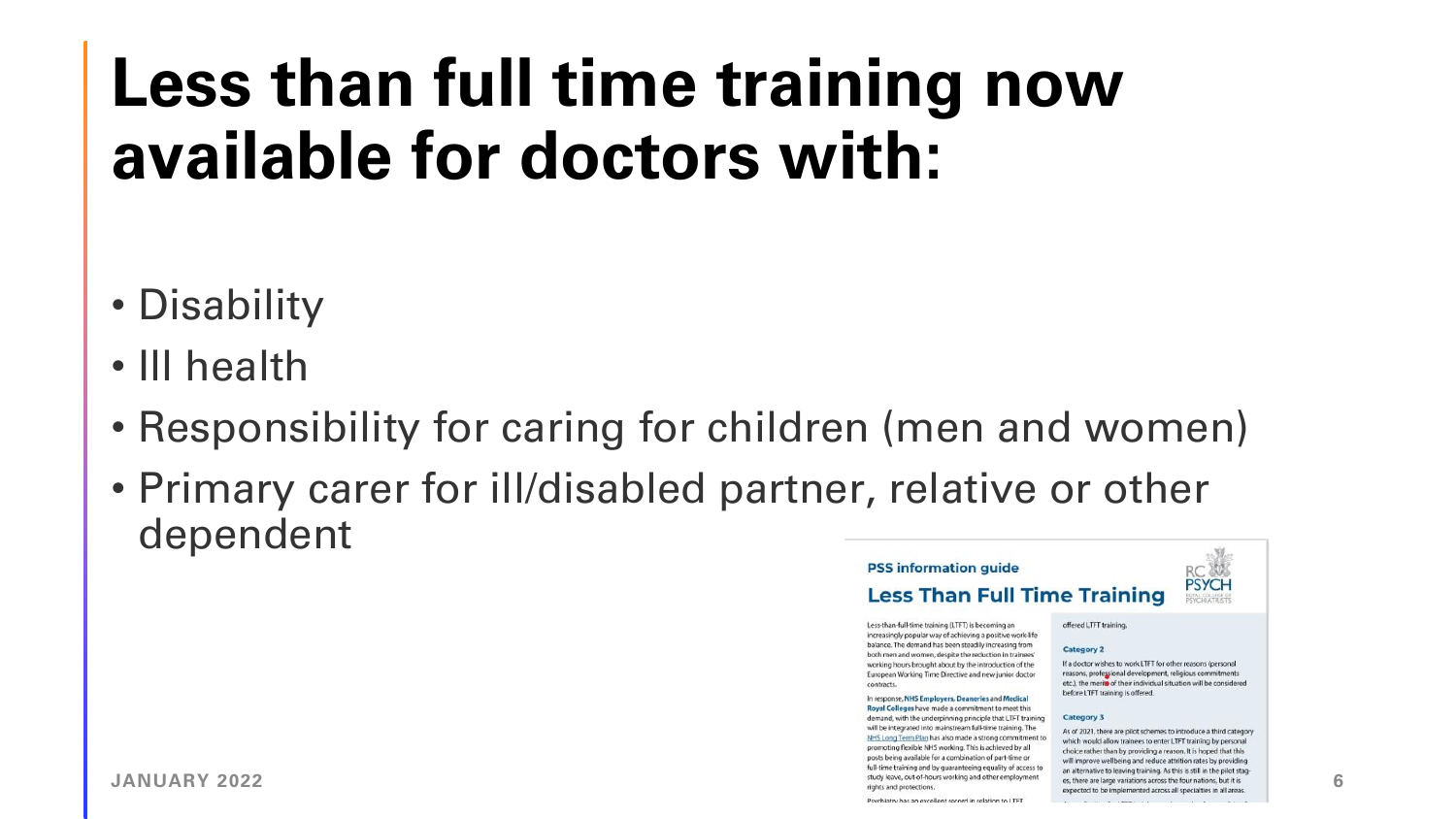# Less than full time training now available for doctors with:

- Disability
- Ill health
- Responsibility for caring for children (men and women)
- Primary carer for ill/disabled partner, relative or other dependent

**PSS information guide**

## Less Than Full Time Training

Less-than-full-time training (LTFT) is becoming an increasingly popular way of achieving a positive work-life balance. The demand has been steadily increasing from both men and women, despite the reduction in trainees' working hours brought about by the introduction of the European Working Time Directive and new junior doctor contracts.

In response, **NHS Employers**, **Deaneries** and **Medical Royal Colleges** have made a commitment to meet this demand, with the underpinning principle that LTFT training will be integrated into mainstream full-time training. The NHS Long Term Plan has also made a strong commitment to promoting flexible NHS working. This is achieved by all posts being available for a combination of part-time or full-time training and by guaranteeing equality of access to study leave, out-of-hours working and other employment rights and protections.

Psychiatry has an excellent record in relation to LTFT

offered LTFT training.

**Category 2**

If a doctor wishes to work LTFT for other reasons (personal reasons, professional development, religious commitments etc.), the merits of their individual situation will be considered before LTFT training is offered.

**Category 3**

As of 2021, there are pilot schemes to introduce a third category which would allow trainees to enter LTFT training by personal choice rather than by providing a reason. It is hoped that this will improve wellbeing and reduce attrition rates by providing an alternative to leaving training. As this is still in the pilot stages, there are large variations across the four nations, but it is expected to be implemented across all specialties in all areas.

JANUARY 2022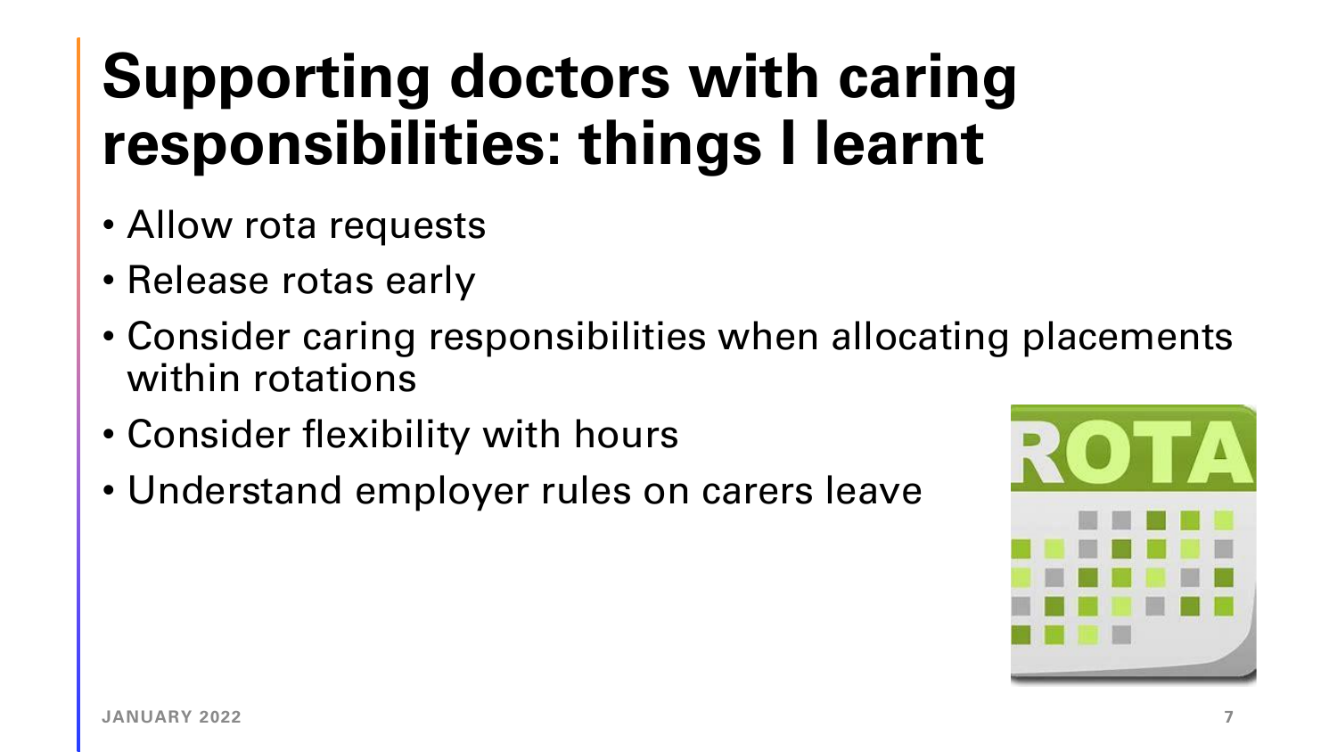# Supporting doctors with caring responsibilities: things I learnt

- Allow rota requests
- Release rotas early
- Consider caring responsibilities when allocating placements within rotations
- Consider flexibility with hours
- Understand employer rules on carers leave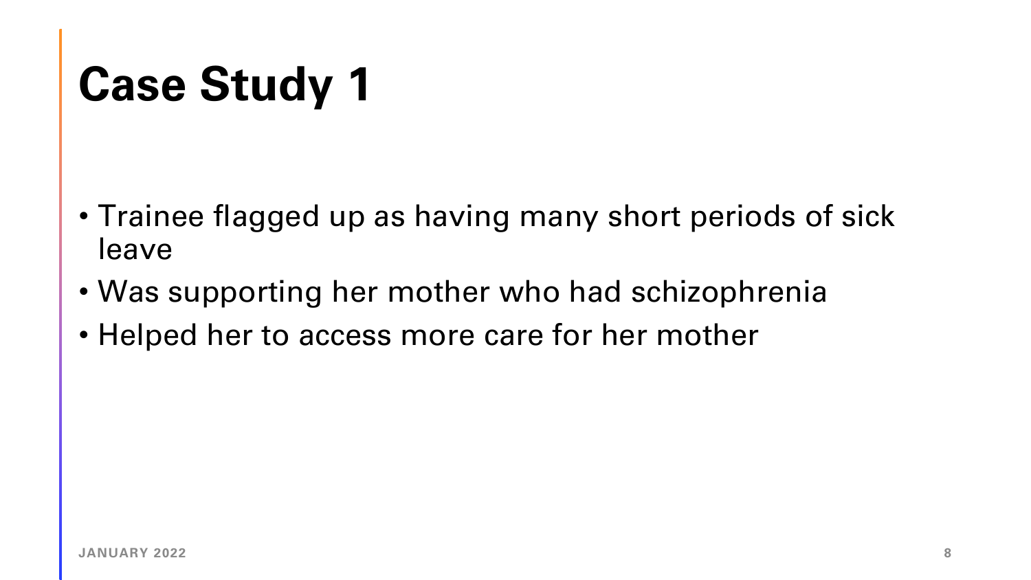# Case Study 1

- Trainee flagged up as having many short periods of sick leave
- Was supporting her mother who had schizophrenia
- Helped her to access more care for her mother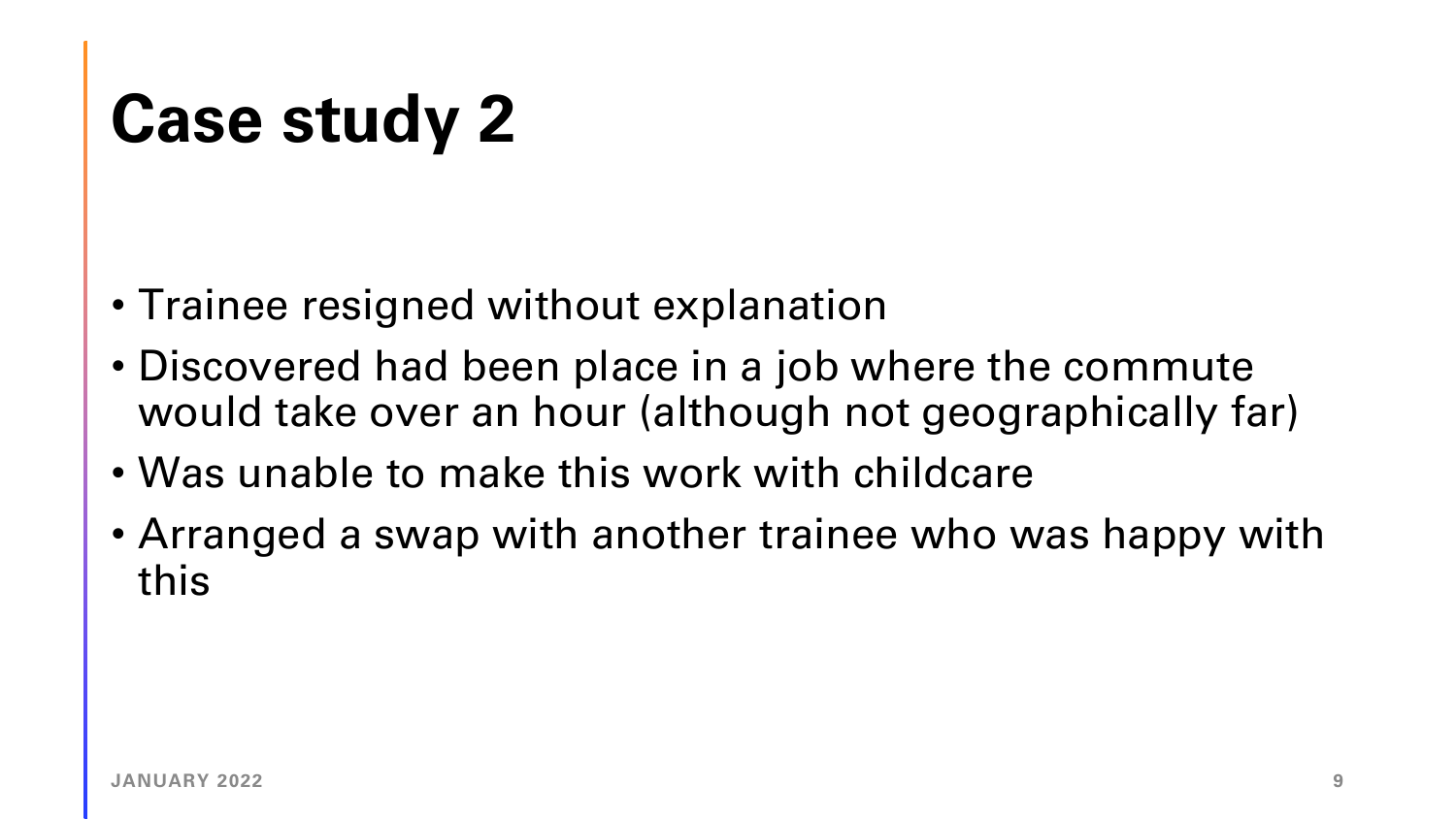# Case study 2

- Trainee resigned without explanation
- Discovered had been place in a job where the commute would take over an hour (although not geographically far)
- Was unable to make this work with childcare
- Arranged a swap with another trainee who was happy with this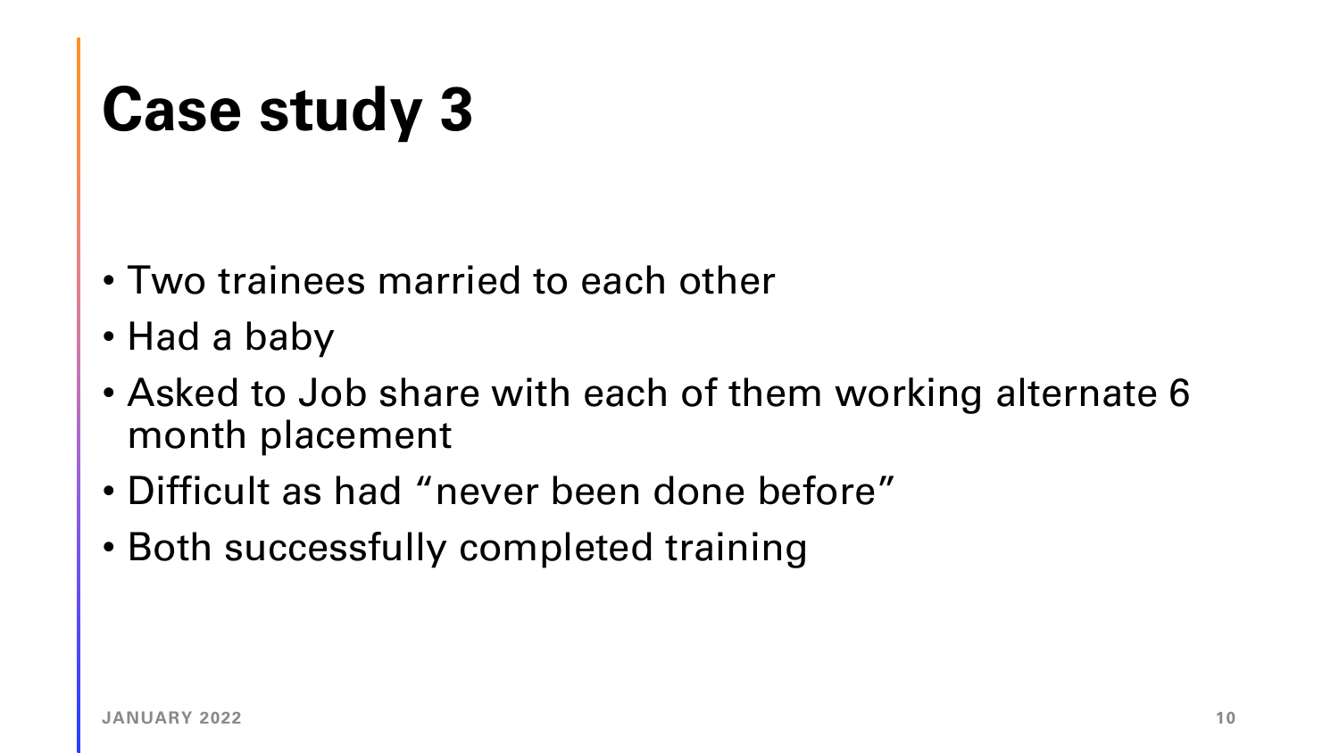# Case study 3

- Two trainees married to each other
- Had a baby
- Asked to Job share with each of them working alternate 6 month placement
- Difficult as had "never been done before"
- Both successfully completed training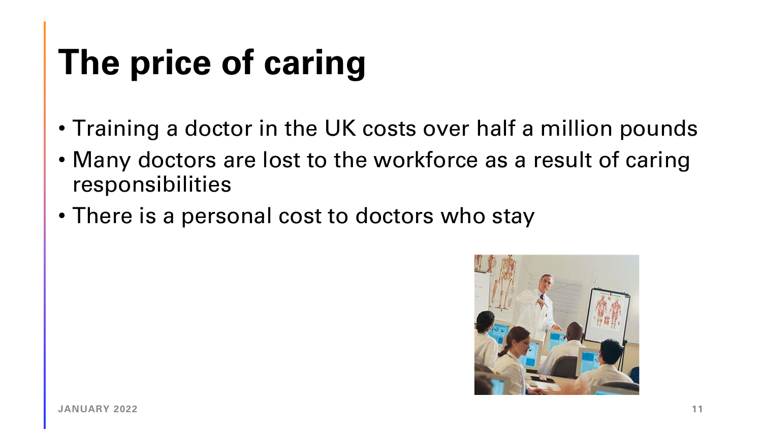# The price of caring

- Training a doctor in the UK costs over half a million pounds
- Many doctors are lost to the workforce as a result of caring responsibilities
- There is a personal cost to doctors who stay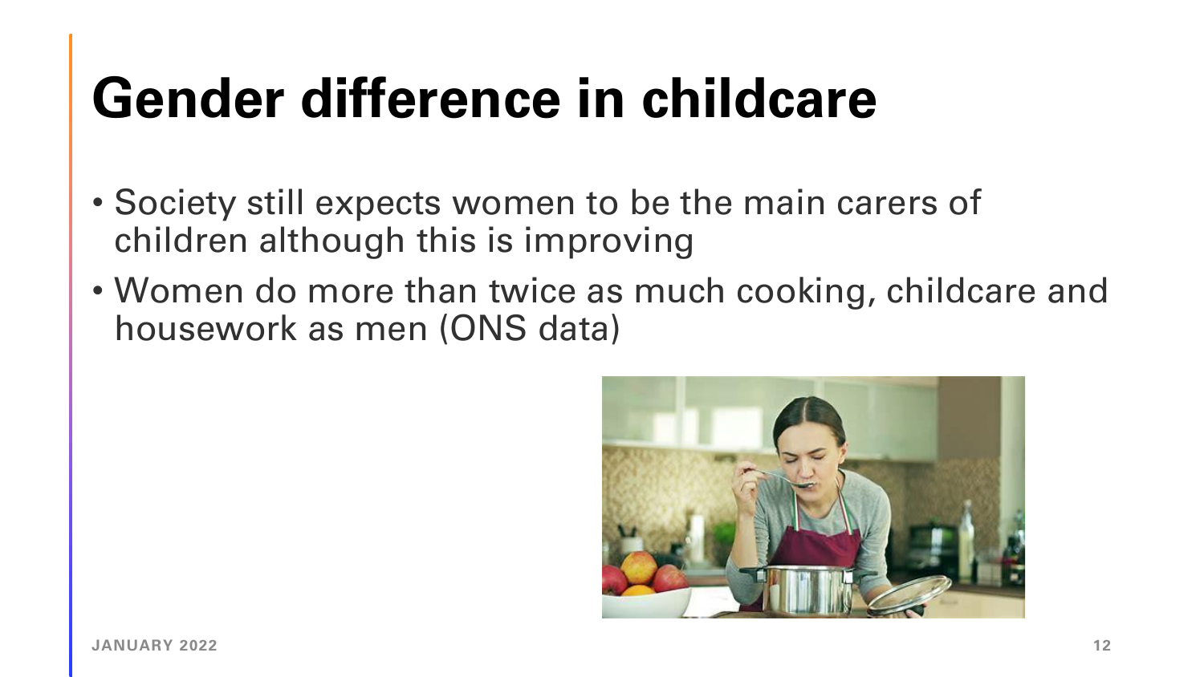# Gender difference in childcare

- Society still expects women to be the main carers of children although this is improving
- Women do more than twice as much cooking, childcare and housework as men (ONS data)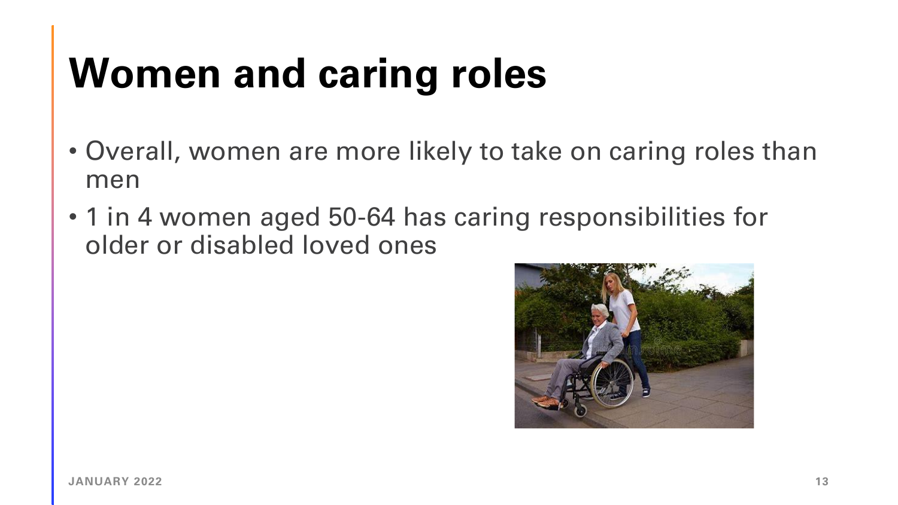# Women and caring roles

- Overall, women are more likely to take on caring roles than men
- 1 in 4 women aged 50-64 has caring responsibilities for older or disabled loved ones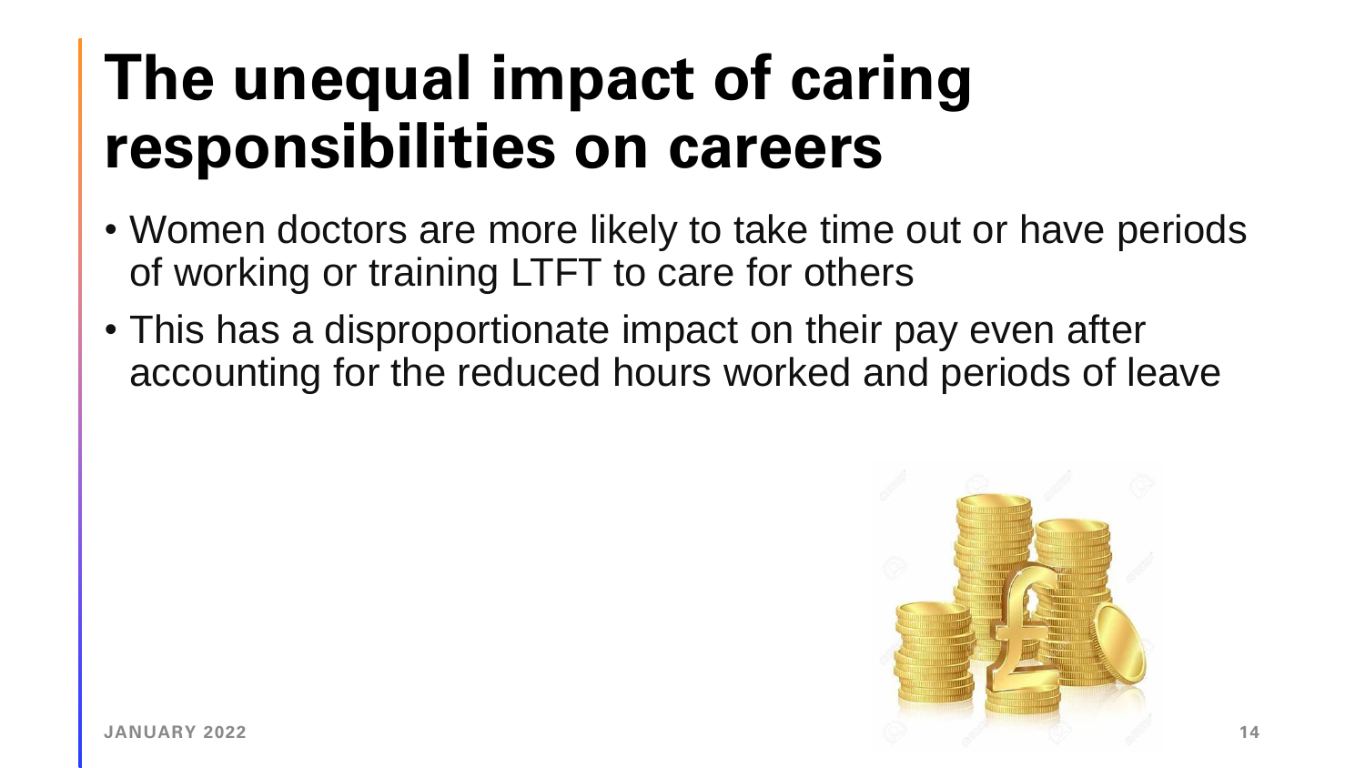# The unequal impact of caring responsibilities on careers

- Women doctors are more likely to take time out or have periods of working or training LTFT to care for others
- This has a disproportionate impact on their pay even after accounting for the reduced hours worked and periods of leave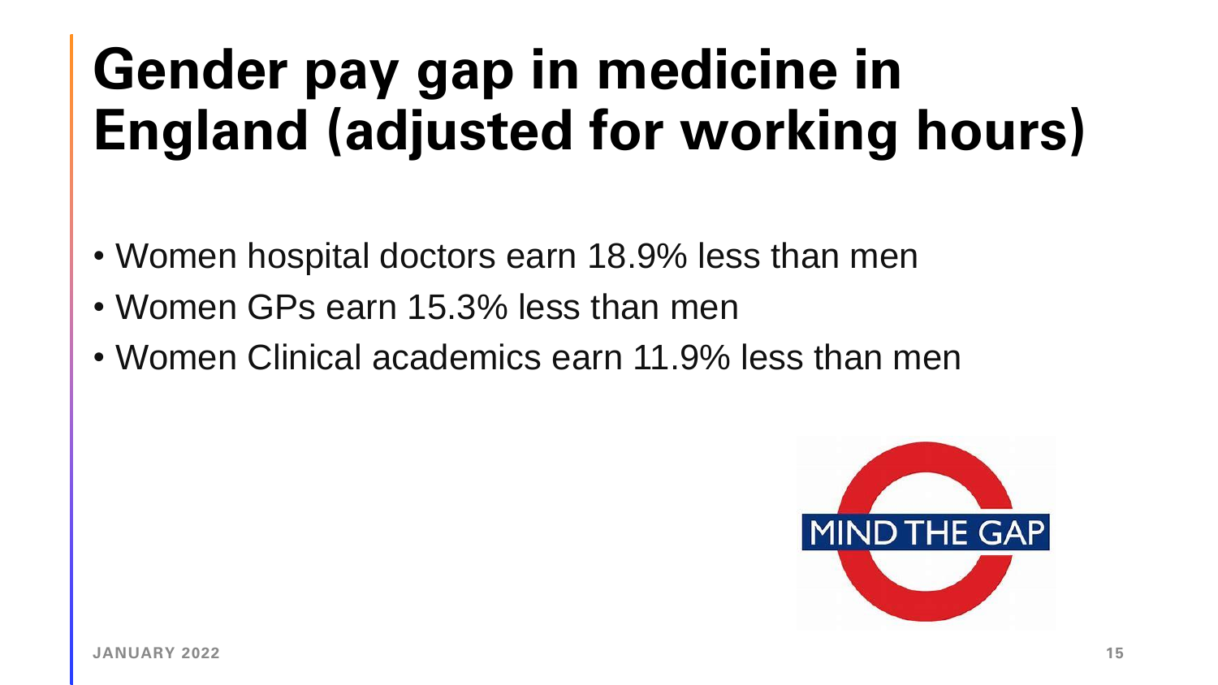# Gender pay gap in medicine in England (adjusted for working hours)

- Women hospital doctors earn 18.9% less than men
- Women GPs earn 15.3% less than men
- Women Clinical academics earn 11.9% less than men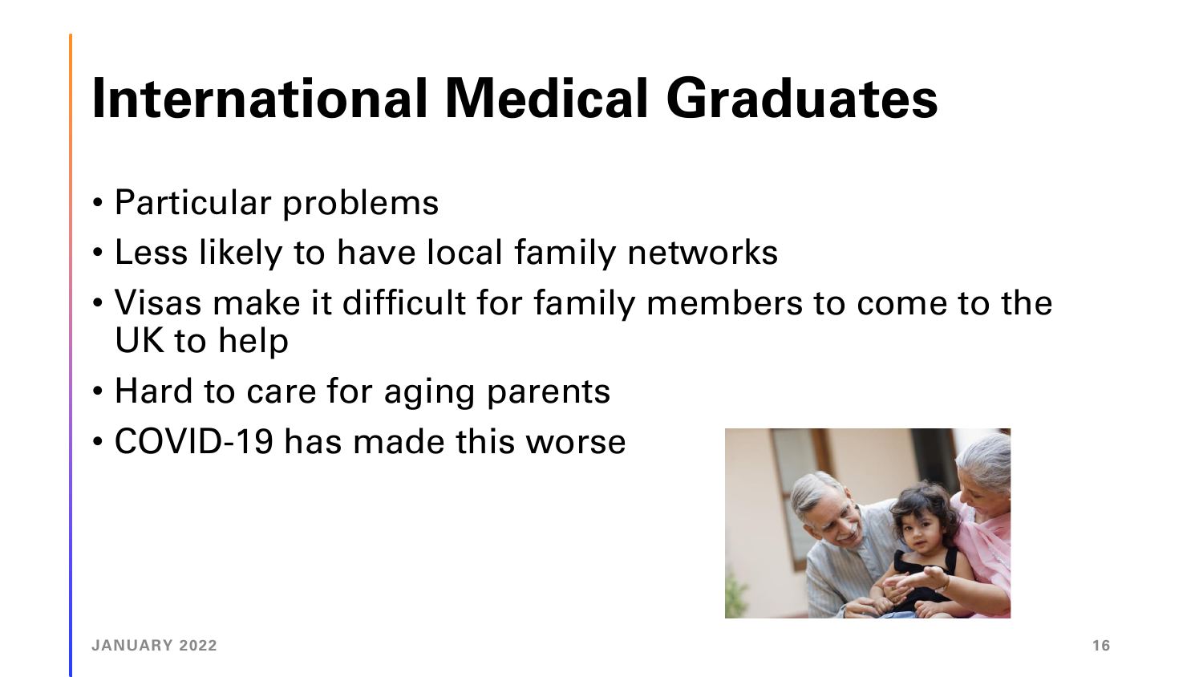# International Medical Graduates

- Particular problems
- Less likely to have local family networks
- Visas make it difficult for family members to come to the UK to help
- Hard to care for aging parents
- COVID-19 has made this worse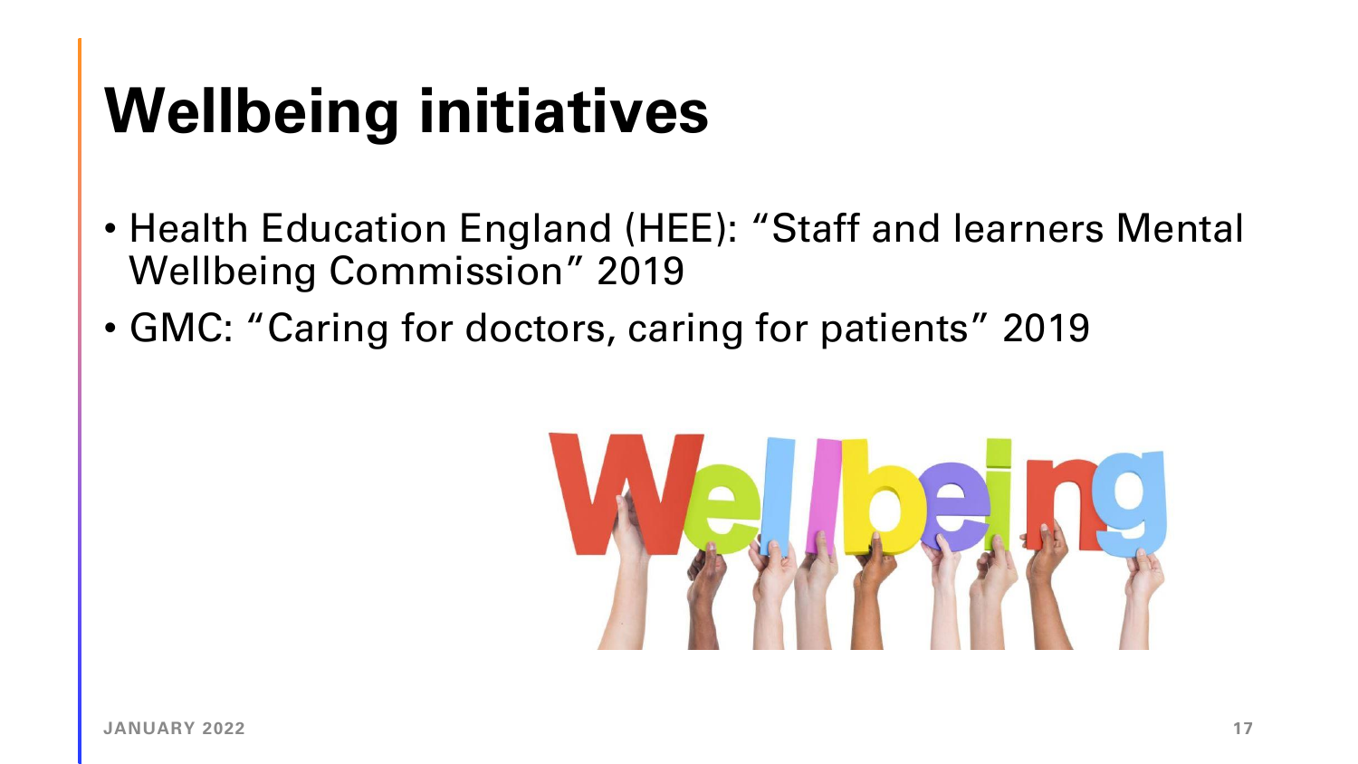# Wellbeing initiatives

- Health Education England (HEE): "Staff and learners Mental Wellbeing Commission" 2019
- GMC: "Caring for doctors, caring for patients" 2019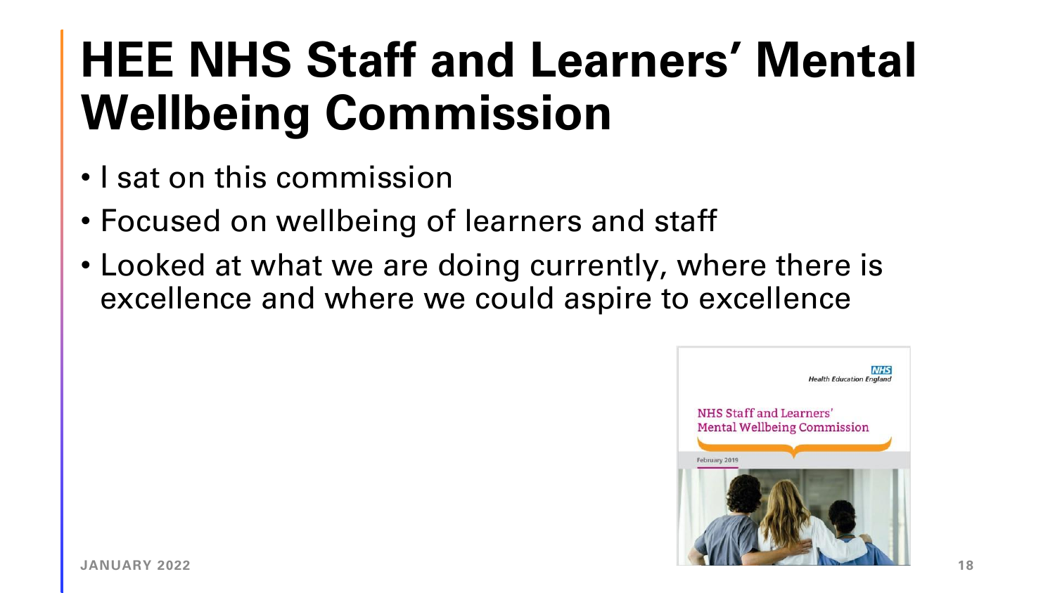# HEE NHS Staff and Learners' Mental Wellbeing Commission

- I sat on this commission
- Focused on wellbeing of learners and staff
- Looked at what we are doing currently, where there is excellence and where we could aspire to excellence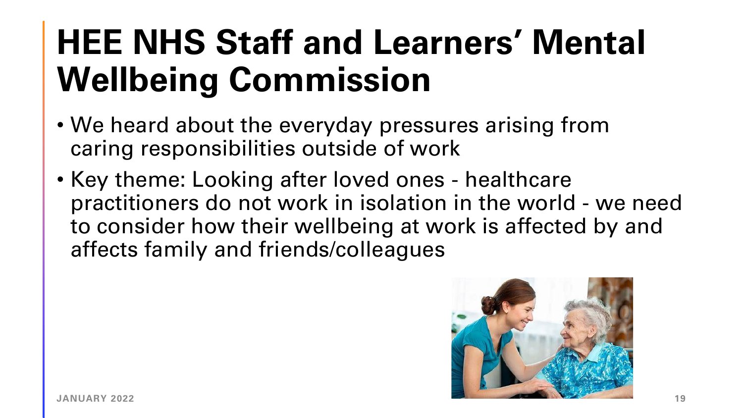# HEE NHS Staff and Learners’ Mental Wellbeing Commission

- We heard about the everyday pressures arising from caring responsibilities outside of work
- Key theme: Looking after loved ones - healthcare practitioners do not work in isolation in the world - we need to consider how their wellbeing at work is affected by and affects family and friends/colleagues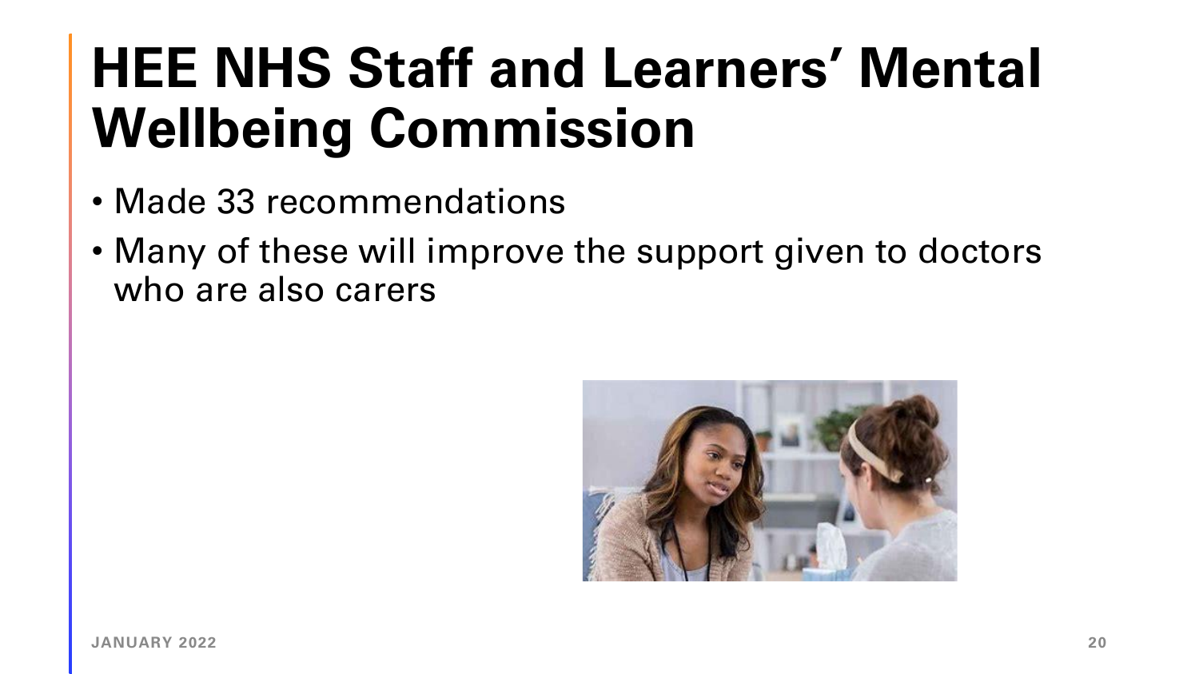# HEE NHS Staff and Learners' Mental Wellbeing Commission

- Made 33 recommendations
- Many of these will improve the support given to doctors who are also carers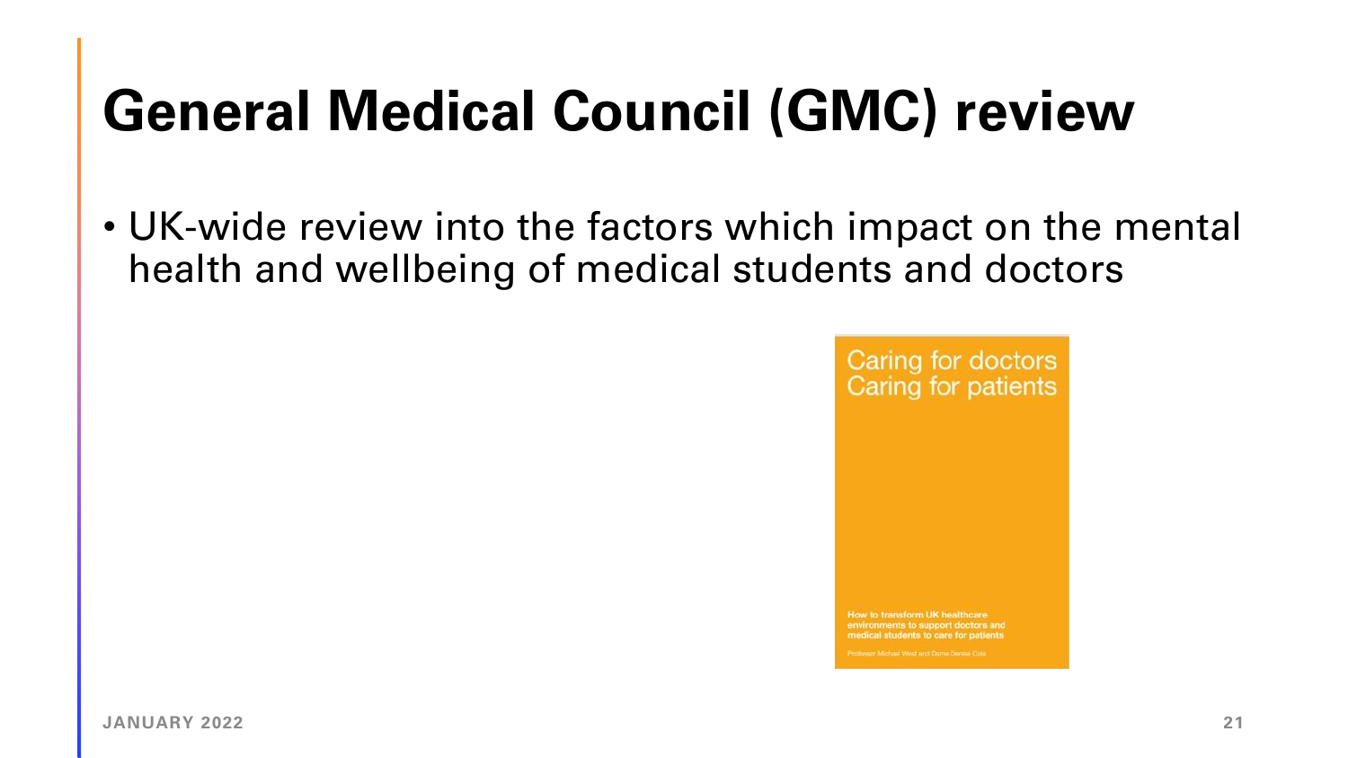# General Medical Council (GMC) review

- UK-wide review into the factors which impact on the mental health and wellbeing of medical students and doctors

Caring for doctors
Caring for patients

How to transform UK healthcare environments to support doctors and medical students to care for patients

Professor Michael West and Dame Denise Coia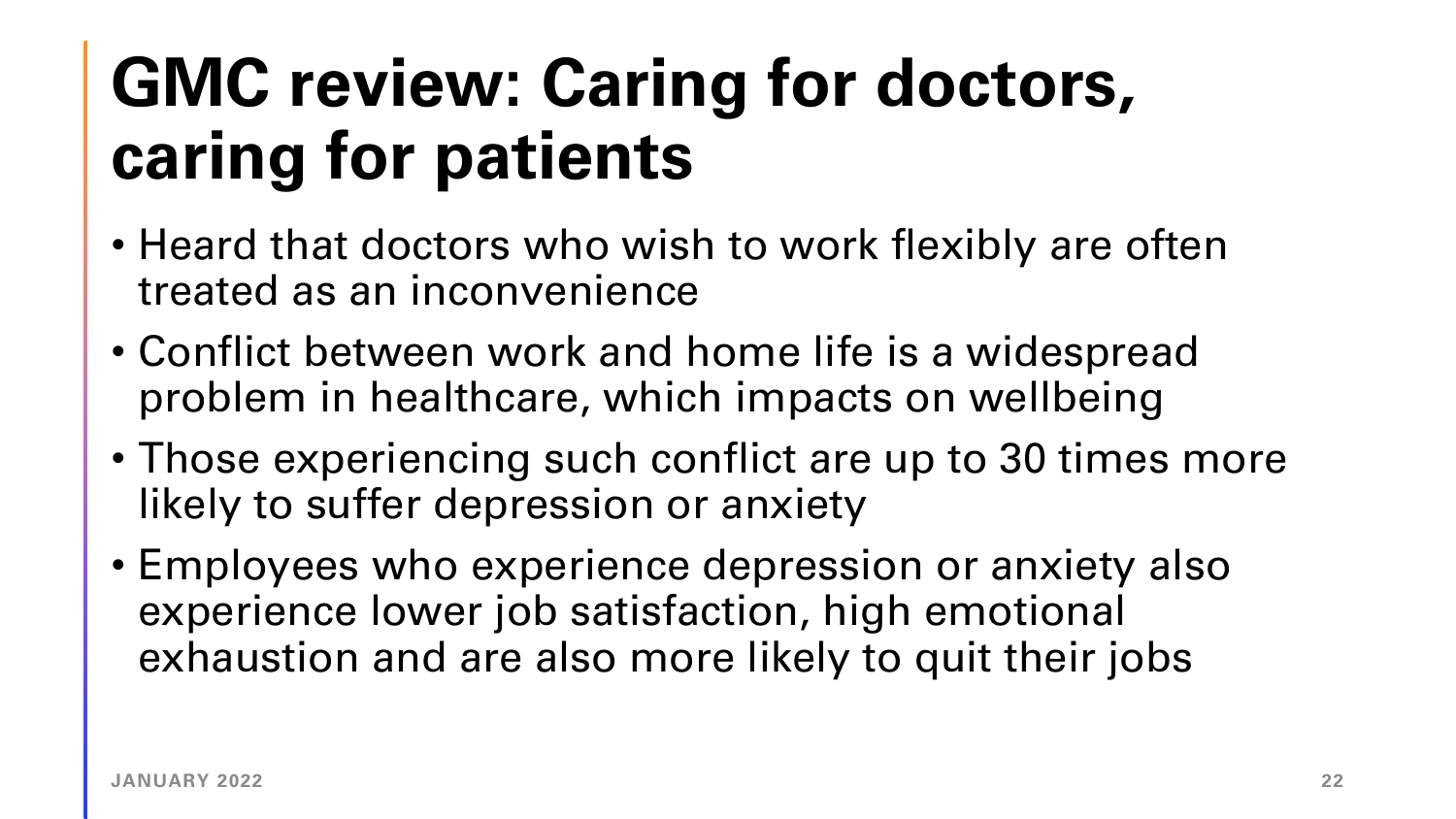# GMC review: Caring for doctors, caring for patients

- Heard that doctors who wish to work flexibly are often treated as an inconvenience
- Conflict between work and home life is a widespread problem in healthcare, which impacts on wellbeing
- Those experiencing such conflict are up to 30 times more likely to suffer depression or anxiety
- Employees who experience depression or anxiety also experience lower job satisfaction, high emotional exhaustion and are also more likely to quit their jobs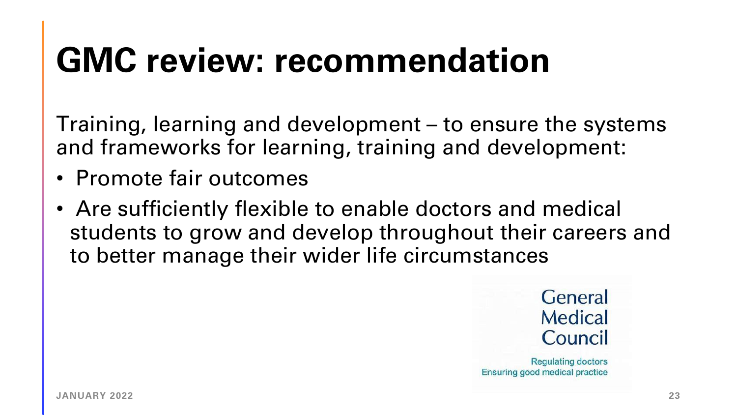# GMC review: recommendation

Training, learning and development – to ensure the systems and frameworks for learning, training and development:

- Promote fair outcomes
- Are sufficiently flexible to enable doctors and medical students to grow and develop throughout their careers and to better manage their wider life circumstances

General Medical Council

Regulating doctors
Ensuring good medical practice

JANUARY 2022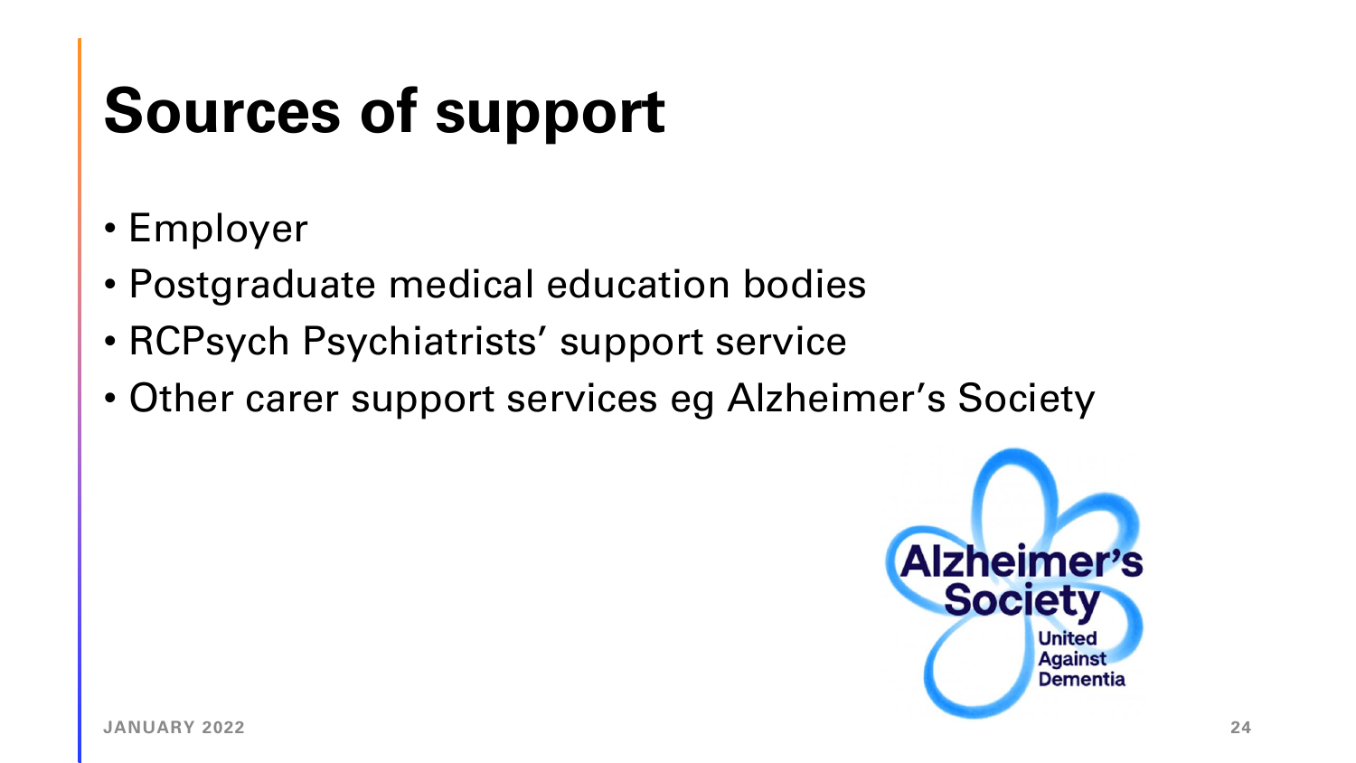# Sources of support

- Employer
- Postgraduate medical education bodies
- RCPsych Psychiatrists' support service
- Other carer support services eg Alzheimer's Society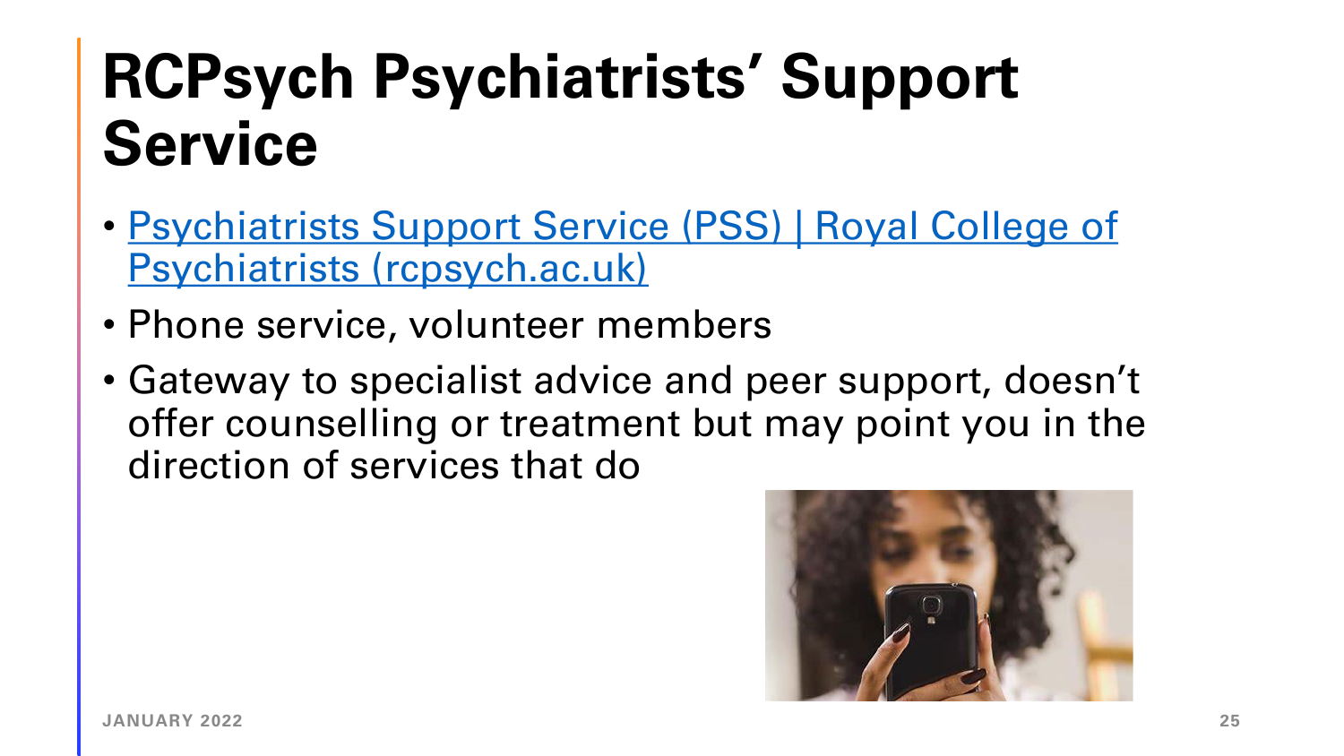# RCPsych Psychiatrists' Support Service

- Psychiatrists Support Service (PSS) | Royal College of Psychiatrists (rcpsych.ac.uk)
- Phone service, volunteer members
- Gateway to specialist advice and peer support, doesn't offer counselling or treatment but may point you in the direction of services that do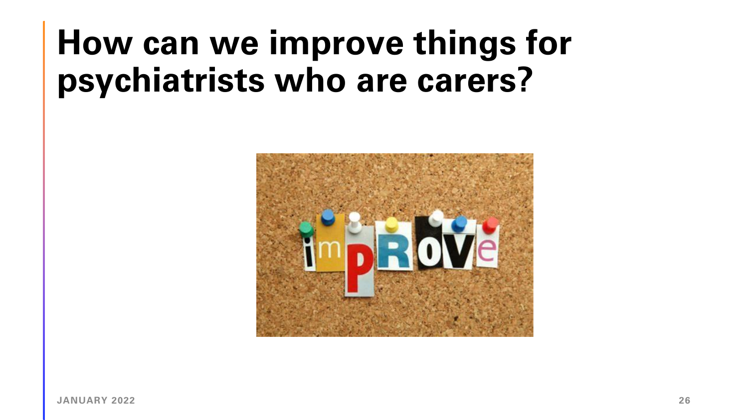# How can we improve things for psychiatrists who are carers?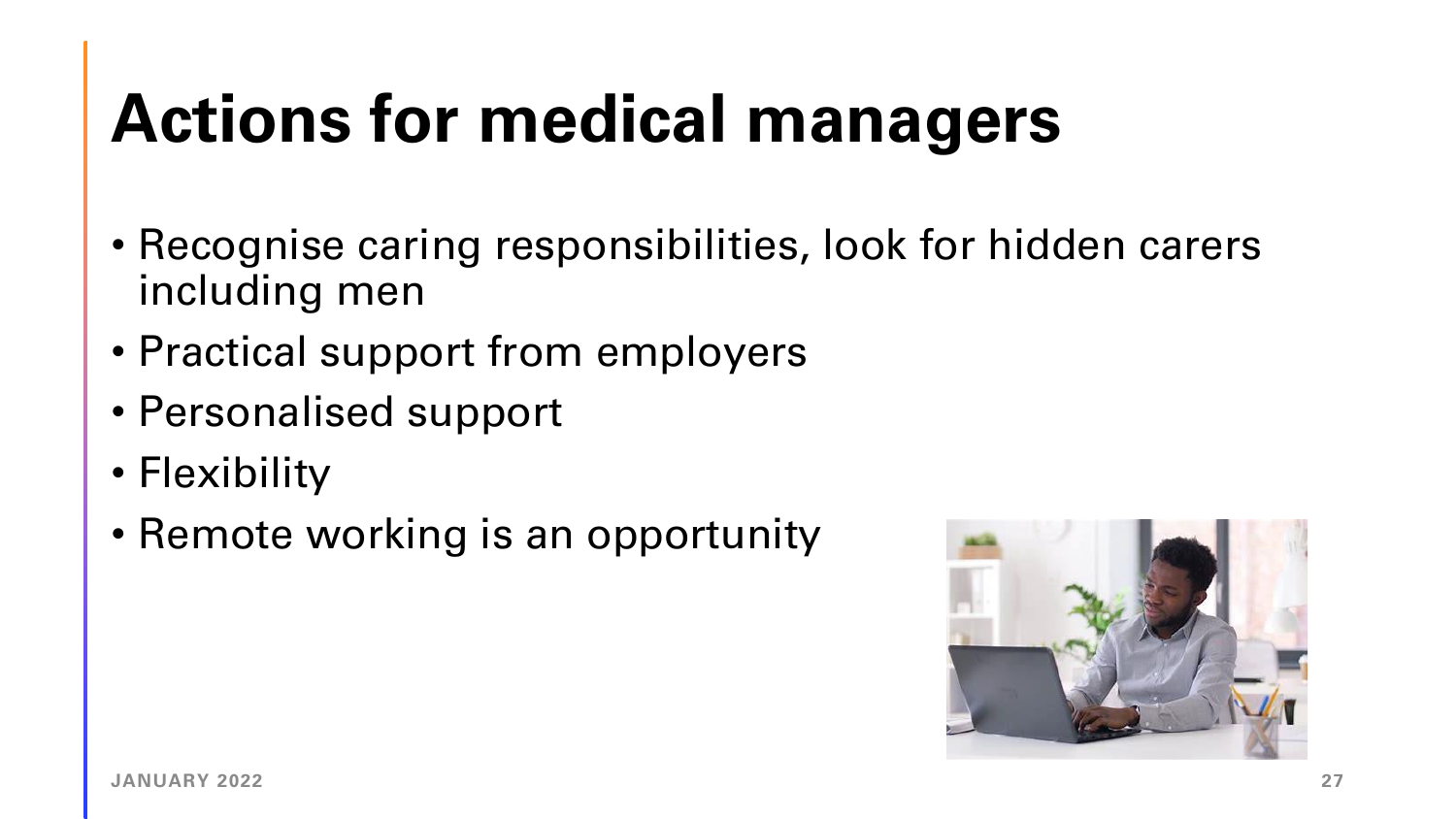# Actions for medical managers

- Recognise caring responsibilities, look for hidden carers including men
- Practical support from employers
- Personalised support
- Flexibility
- Remote working is an opportunity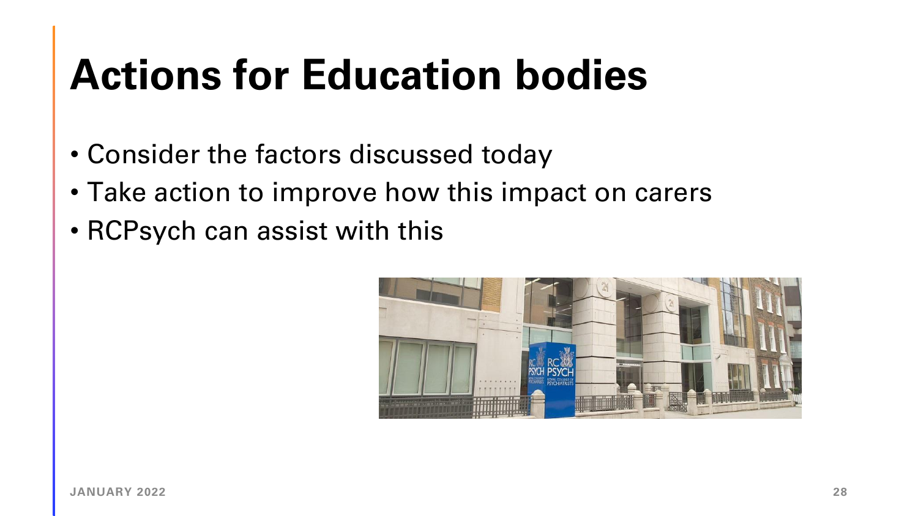# Actions for Education bodies

- Consider the factors discussed today
- Take action to improve how this impact on carers
- RCPsych can assist with this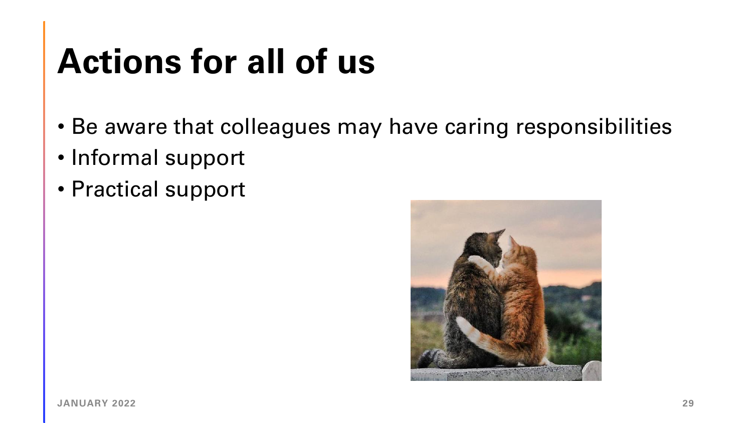# Actions for all of us

- Be aware that colleagues may have caring responsibilities
- Informal support
- Practical support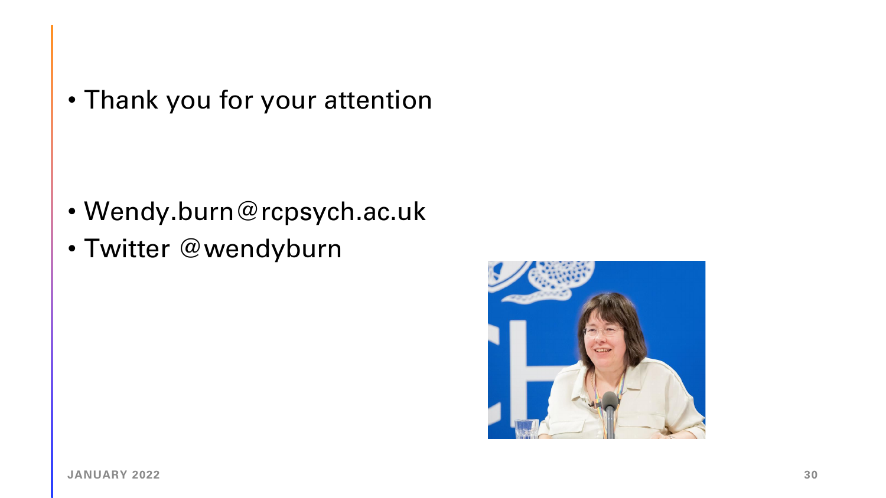- Thank you for your attention

- Wendy.burn@rcpsych.ac.uk
- Twitter @wendyburn